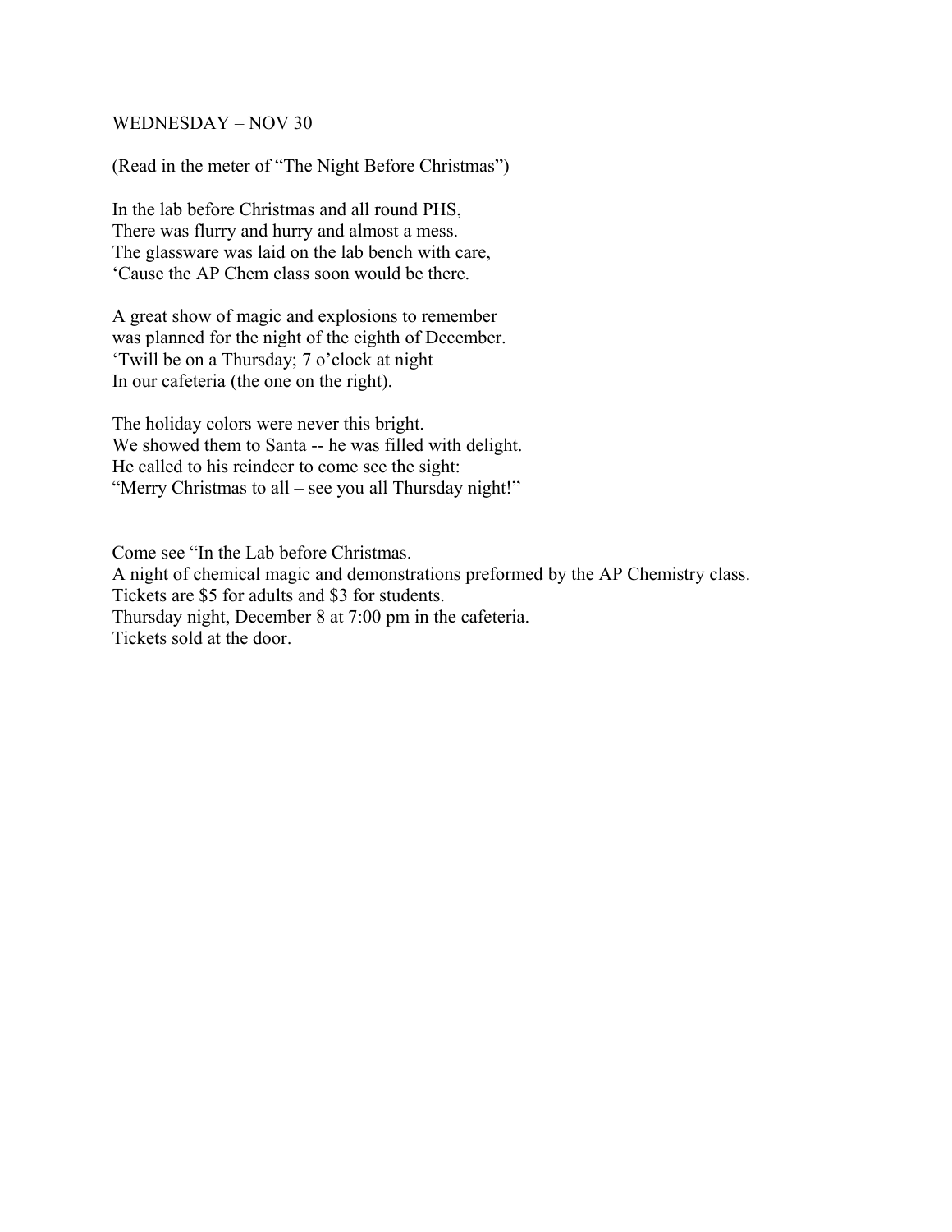WEDNESDAY – NOV 30

(Read in the meter of “The Night Before Christmas”)

In the lab before Christmas and all round PHS,  
There was flurry and hurry and almost a mess.  
The glassware was laid on the lab bench with care,  
‘Cause the AP Chem class soon would be there.

A great show of magic and explosions to remember  
was planned for the night of the eighth of December.  
‘Twill be on a Thursday; 7 o’clock at night  
In our cafeteria (the one on the right).

The holiday colors were never this bright.  
We showed them to Santa -- he was filled with delight.  
He called to his reindeer to come see the sight:  
“Merry Christmas to all – see you all Thursday night!”

Come see “In the Lab before Christmas.  
A night of chemical magic and demonstrations preformed by the AP Chemistry class.  
Tickets are $5 for adults and $3 for students.  
Thursday night, December 8 at 7:00 pm in the cafeteria.  
Tickets sold at the door.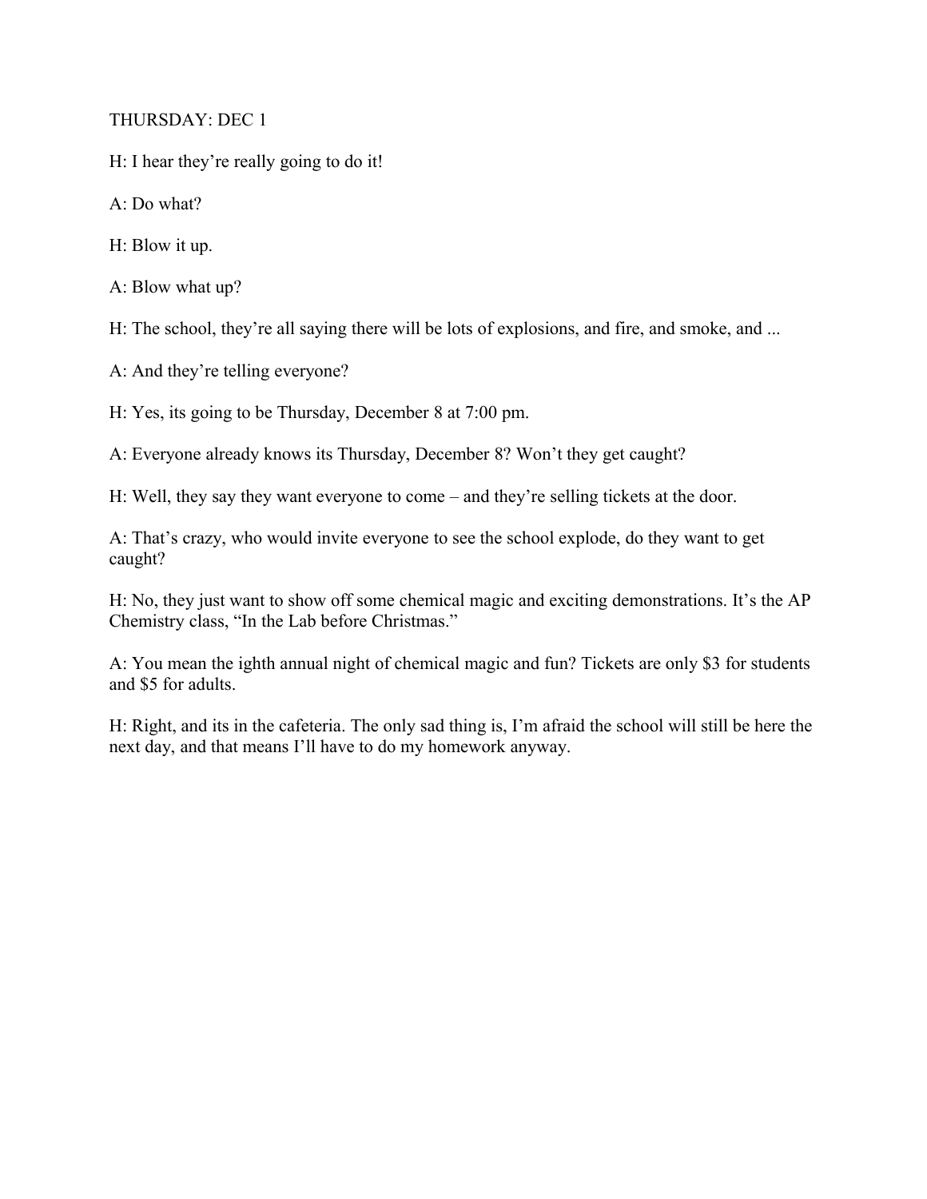THURSDAY: DEC 1

H: I hear they're really going to do it!

A: Do what?

H: Blow it up.

A: Blow what up?

H: The school, they're all saying there will be lots of explosions, and fire, and smoke, and ...

A: And they're telling everyone?

H: Yes, its going to be Thursday, December 8 at 7:00 pm.

A: Everyone already knows its Thursday, December 8? Won't they get caught?

H: Well, they say they want everyone to come – and they're selling tickets at the door.

A: That's crazy, who would invite everyone to see the school explode, do they want to get caught?

H: No, they just want to show off some chemical magic and exciting demonstrations. It's the AP Chemistry class, "In the Lab before Christmas."

A: You mean the ighth annual night of chemical magic and fun? Tickets are only $3 for students and $5 for adults.

H: Right, and its in the cafeteria. The only sad thing is, I'm afraid the school will still be here the next day, and that means I'll have to do my homework anyway.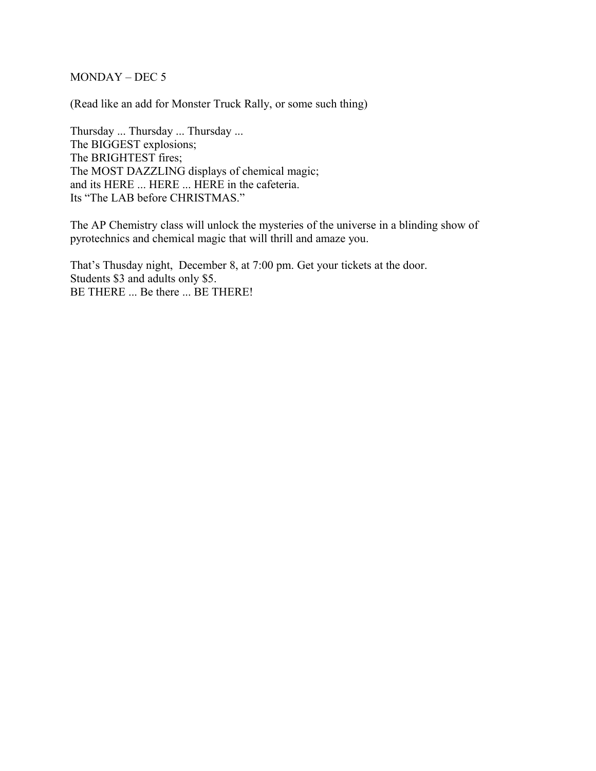MONDAY – DEC 5

(Read like an add for Monster Truck Rally, or some such thing)

Thursday ... Thursday ... Thursday ...
The BIGGEST explosions;
The BRIGHTEST fires;
The MOST DAZZLING displays of chemical magic;
and its HERE ... HERE ... HERE in the cafeteria.
Its "The LAB before CHRISTMAS."

The AP Chemistry class will unlock the mysteries of the universe in a blinding show of pyrotechnics and chemical magic that will thrill and amaze you.

That's Thusday night, December 8, at 7:00 pm. Get your tickets at the door.
Students $3 and adults only $5.
BE THERE ... Be there ... BE THERE!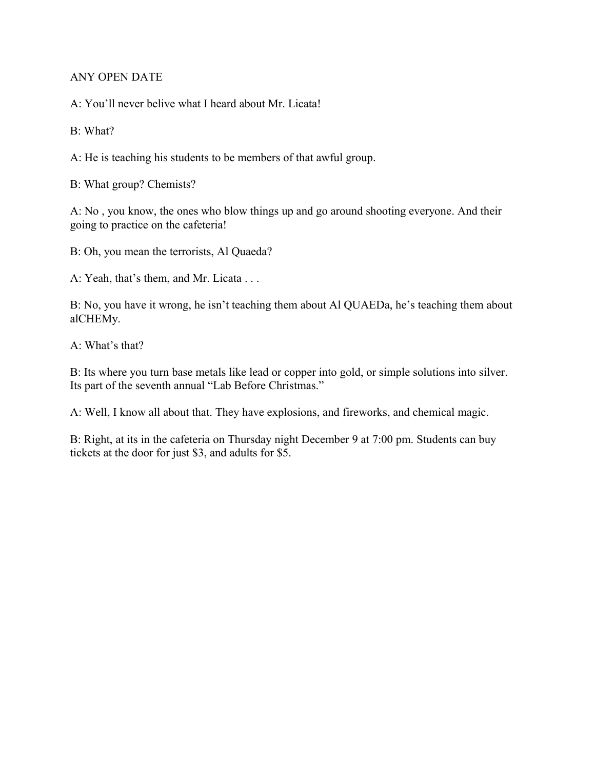ANY OPEN DATE

A: You'll never belive what I heard about Mr. Licata!

B: What?

A: He is teaching his students to be members of that awful group.

B: What group? Chemists?

A: No , you know, the ones who blow things up and go around shooting everyone. And their going to practice on the cafeteria!

B: Oh, you mean the terrorists, Al Quaeda?

A: Yeah, that's them, and Mr. Licata . . .

B: No, you have it wrong, he isn't teaching them about Al QUAEDa, he's teaching them about alCHEMy.

A: What's that?

B: Its where you turn base metals like lead or copper into gold, or simple solutions into silver. Its part of the seventh annual "Lab Before Christmas."

A: Well, I know all about that. They have explosions, and fireworks, and chemical magic.

B: Right, at its in the cafeteria on Thursday night December 9 at 7:00 pm. Students can buy tickets at the door for just $3, and adults for $5.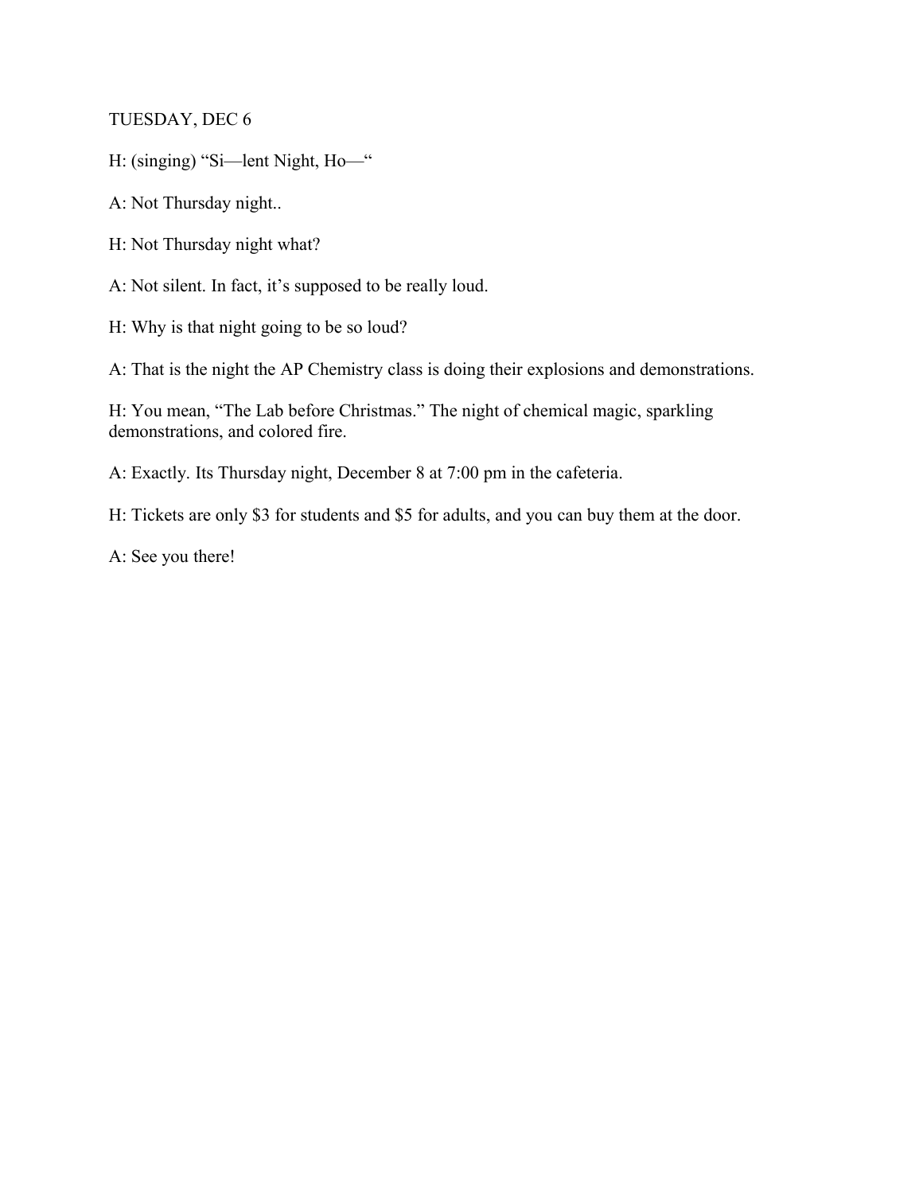TUESDAY, DEC 6

H: (singing) “Si—lent Night, Ho—“

A: Not Thursday night..

H: Not Thursday night what?

A: Not silent. In fact, it’s supposed to be really loud.

H: Why is that night going to be so loud?

A: That is the night the AP Chemistry class is doing their explosions and demonstrations.

H: You mean, “The Lab before Christmas.” The night of chemical magic, sparkling demonstrations, and colored fire.

A: Exactly. Its Thursday night, December 8 at 7:00 pm in the cafeteria.

H: Tickets are only $3 for students and $5 for adults, and you can buy them at the door.

A: See you there!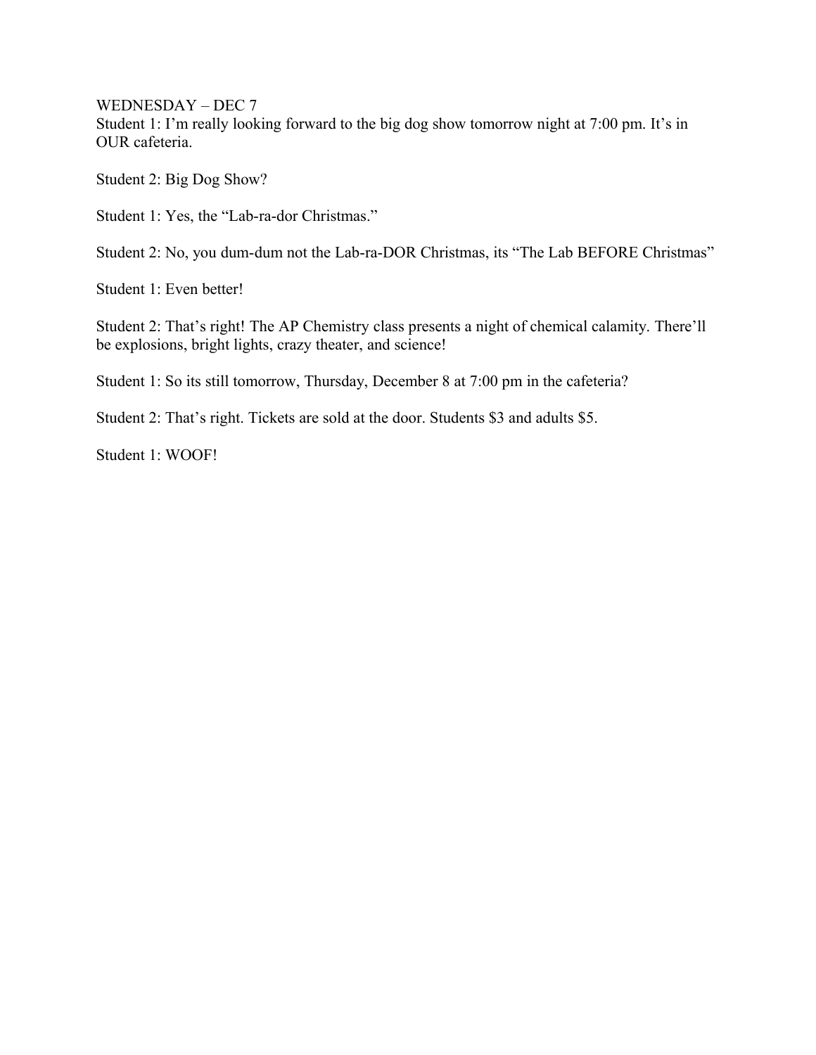WEDNESDAY – DEC 7

Student 1: I'm really looking forward to the big dog show tomorrow night at 7:00 pm. It's in OUR cafeteria.

Student 2: Big Dog Show?

Student 1: Yes, the "Lab-ra-dor Christmas."

Student 2: No, you dum-dum not the Lab-ra-DOR Christmas, its "The Lab BEFORE Christmas"

Student 1: Even better!

Student 2: That's right! The AP Chemistry class presents a night of chemical calamity. There'll be explosions, bright lights, crazy theater, and science!

Student 1: So its still tomorrow, Thursday, December 8 at 7:00 pm in the cafeteria?

Student 2: That's right. Tickets are sold at the door. Students $3 and adults $5.

Student 1: WOOF!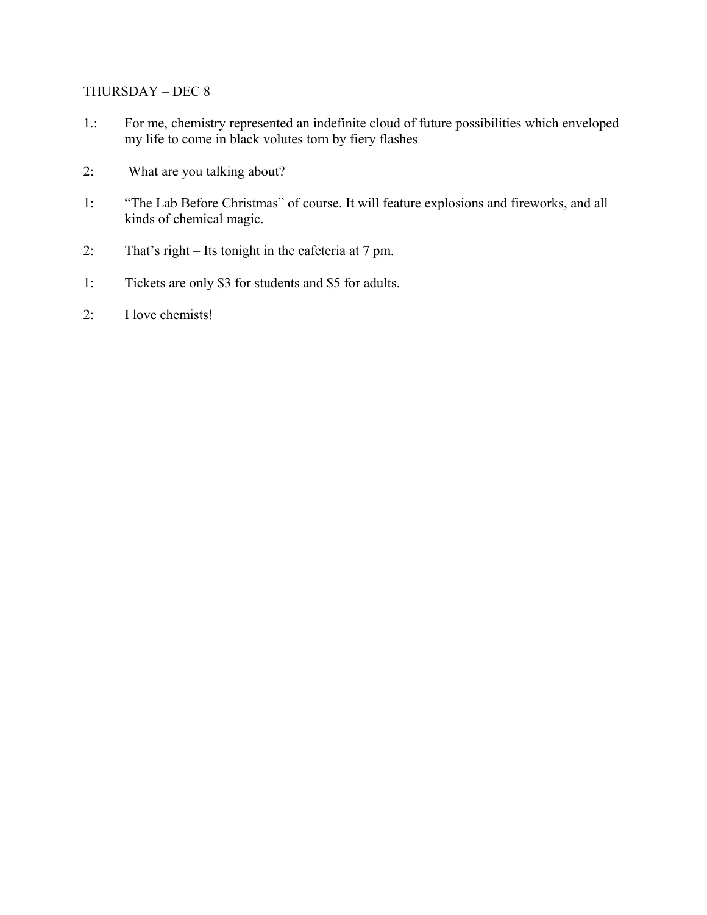THURSDAY – DEC 8

1.: For me, chemistry represented an indefinite cloud of future possibilities which enveloped my life to come in black volutes torn by fiery flashes

2: What are you talking about?

1: "The Lab Before Christmas" of course. It will feature explosions and fireworks, and all kinds of chemical magic.

2: That's right – Its tonight in the cafeteria at 7 pm.

1: Tickets are only $3 for students and $5 for adults.

2: I love chemists!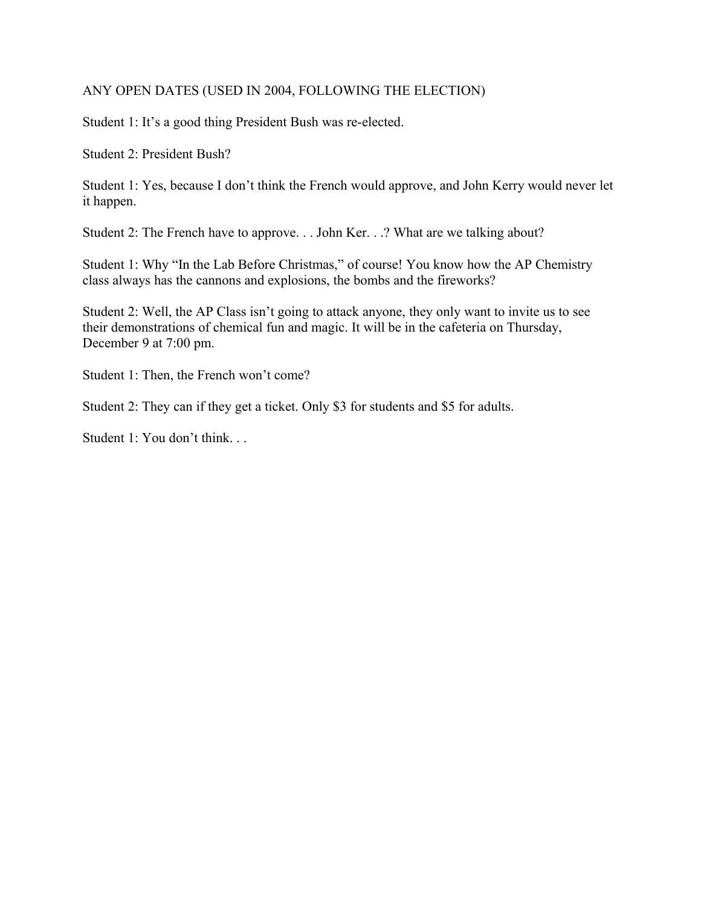ANY OPEN DATES (USED IN 2004, FOLLOWING THE ELECTION)

Student 1: It's a good thing President Bush was re-elected.

Student 2: President Bush?

Student 1: Yes, because I don't think the French would approve, and John Kerry would never let it happen.

Student 2: The French have to approve. . . John Ker. . .? What are we talking about?

Student 1: Why "In the Lab Before Christmas," of course! You know how the AP Chemistry class always has the cannons and explosions, the bombs and the fireworks?

Student 2: Well, the AP Class isn't going to attack anyone, they only want to invite us to see their demonstrations of chemical fun and magic. It will be in the cafeteria on Thursday, December 9 at 7:00 pm.

Student 1: Then, the French won't come?

Student 2: They can if they get a ticket. Only $3 for students and $5 for adults.

Student 1: You don't think. . .